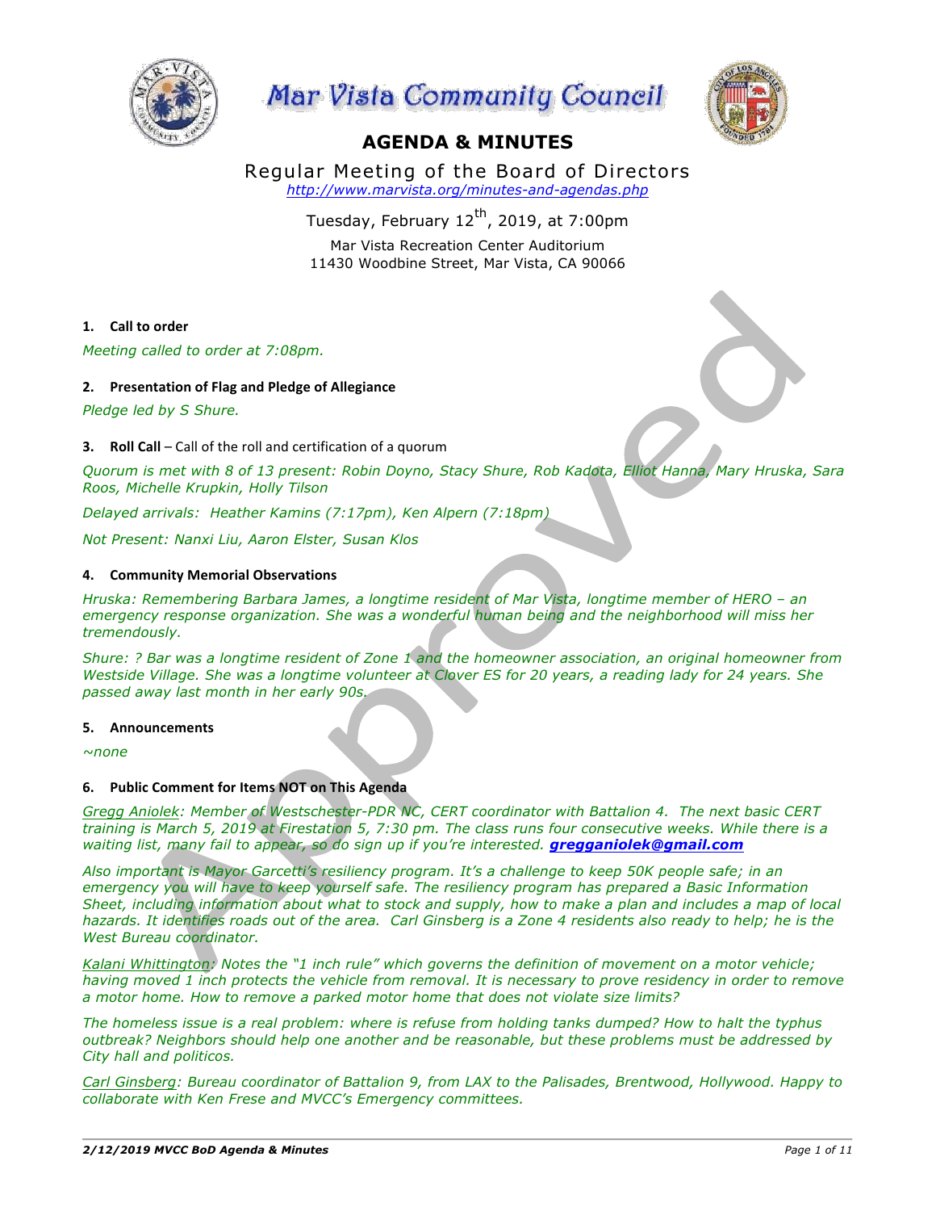# Mar Vista Community Council

## AGENDA & MINUTES

Regular Meeting of the Board of Directors
*http://www.marvista.org/minutes-and-agendas.php*

Tuesday, February 12th, 2019, at 7:00pm

Mar Vista Recreation Center Auditorium
11430 Woodbine Street, Mar Vista, CA 90066

### 1. Call to order

*Meeting called to order at 7:08pm.*

### 2. Presentation of Flag and Pledge of Allegiance

*Pledge led by S Shure.*

### 3. Roll Call – Call of the roll and certification of a quorum

*Quorum is met with 8 of 13 present: Robin Doyno, Stacy Shure, Rob Kadota, Elliot Hanna, Mary Hruska, Sara Roos, Michelle Krupkin, Holly Tilson*

*Delayed arrivals: Heather Kamins (7:17pm), Ken Alpern (7:18pm)*

*Not Present: Nanxi Liu, Aaron Elster, Susan Klos*

### 4. Community Memorial Observations

*Hruska: Remembering Barbara James, a longtime resident of Mar Vista, longtime member of HERO – an emergency response organization. She was a wonderful human being and the neighborhood will miss her tremendously.*

*Shure: ? Bar was a longtime resident of Zone 1 and the homeowner association, an original homeowner from Westside Village. She was a longtime volunteer at Clover ES for 20 years, a reading lady for 24 years. She passed away last month in her early 90s.*

### 5. Announcements

*~none*

### 6. Public Comment for Items NOT on This Agenda

*Gregg Aniolek: Member of Westschester-PDR NC, CERT coordinator with Battalion 4. The next basic CERT training is March 5, 2019 at Firestation 5, 7:30 pm. The class runs four consecutive weeks. While there is a waiting list, many fail to appear, so do sign up if you're interested.* ***gregganiolek@gmail.com***

*Also important is Mayor Garcetti's resiliency program. It's a challenge to keep 50K people safe; in an emergency you will have to keep yourself safe. The resiliency program has prepared a Basic Information Sheet, including information about what to stock and supply, how to make a plan and includes a map of local hazards. It identifies roads out of the area. Carl Ginsberg is a Zone 4 residents also ready to help; he is the West Bureau coordinator.*

*Kalani Whittington: Notes the "1 inch rule" which governs the definition of movement on a motor vehicle; having moved 1 inch protects the vehicle from removal. It is necessary to prove residency in order to remove a motor home. How to remove a parked motor home that does not violate size limits?*

*The homeless issue is a real problem: where is refuse from holding tanks dumped? How to halt the typhus outbreak? Neighbors should help one another and be reasonable, but these problems must be addressed by City hall and politicos.*

*Carl Ginsberg: Bureau coordinator of Battalion 9, from LAX to the Palisades, Brentwood, Hollywood. Happy to collaborate with Ken Frese and MVCC's Emergency committees.*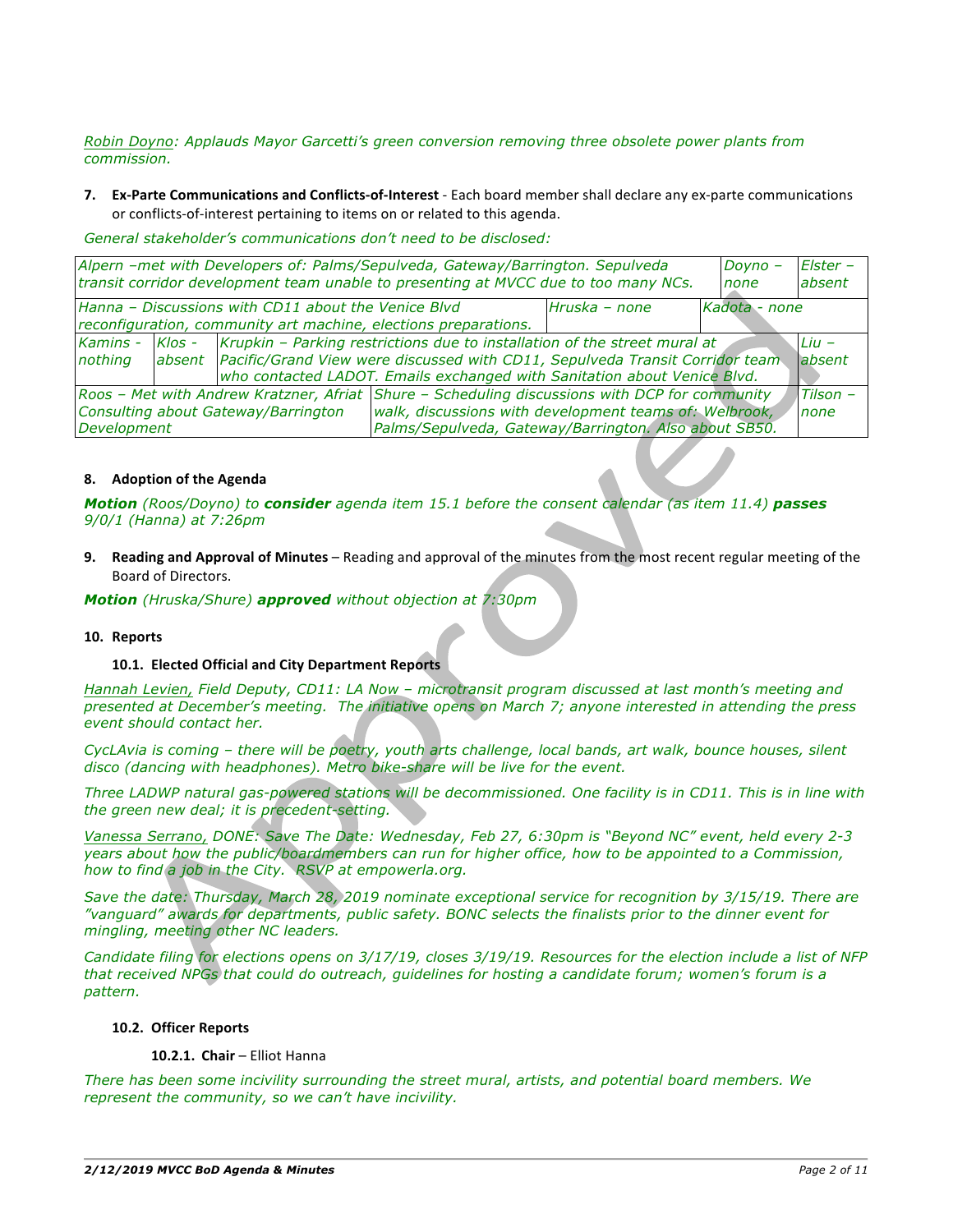*Robin Doyno: Applauds Mayor Garcetti's green conversion removing three obsolete power plants from commission.*

7. **Ex-Parte Communications and Conflicts-of-Interest** - Each board member shall declare any ex-parte communications or conflicts-of-interest pertaining to items on or related to this agenda.

*General stakeholder's communications don't need to be disclosed:*

| | | |
|---|---|---|
| *Alpern –met with Developers of: Palms/Sepulveda, Gateway/Barrington. Sepulveda transit corridor development team unable to presenting at MVCC due to too many NCs.* | *Doyno – none* | *Elster – absent* |
| *Hanna – Discussions with CD11 about the Venice Blvd reconfiguration, community art machine, elections preparations.* | *Hruska – none* | *Kadota - none* |
| *Kamins - nothing* | *Klos - absent* | *Krupkin – Parking restrictions due to installation of the street mural at Pacific/Grand View were discussed with CD11, Sepulveda Transit Corridor team who contacted LADOT. Emails exchanged with Sanitation about Venice Blvd.* |
| *Liu – absent* | | |
| *Roos – Met with Andrew Kratzner, Afriat Consulting about Gateway/Barrington Development* | *Shure – Scheduling discussions with DCP for community walk, discussions with development teams of: Welbrook, Palms/Sepulveda, Gateway/Barrington. Also about SB50.* | *Tilson – none* |

8. **Adoption of the Agenda**

***Motion*** *(Roos/Doyno) to* ***consider*** *agenda item 15.1 before the consent calendar (as item 11.4)* ***passes*** *9/0/1 (Hanna) at 7:26pm*

9. **Reading and Approval of Minutes** – Reading and approval of the minutes from the most recent regular meeting of the Board of Directors.

***Motion*** *(Hruska/Shure)* ***approved*** *without objection at 7:30pm*

10. **Reports**

**10.1. Elected Official and City Department Reports**

*Hannah Levien, Field Deputy, CD11: LA Now – microtransit program discussed at last month's meeting and presented at December's meeting. The initiative opens on March 7; anyone interested in attending the press event should contact her.*

*CycLAvia is coming – there will be poetry, youth arts challenge, local bands, art walk, bounce houses, silent disco (dancing with headphones). Metro bike-share will be live for the event.*

*Three LADWP natural gas-powered stations will be decommissioned. One facility is in CD11. This is in line with the green new deal; it is precedent-setting.*

*Vanessa Serrano, DONE: Save The Date: Wednesday, Feb 27, 6:30pm is "Beyond NC" event, held every 2-3 years about how the public/boardmembers can run for higher office, how to be appointed to a Commission, how to find a job in the City. RSVP at empowerla.org.*

*Save the date: Thursday, March 28, 2019 nominate exceptional service for recognition by 3/15/19. There are "vanguard" awards for departments, public safety. BONC selects the finalists prior to the dinner event for mingling, meeting other NC leaders.*

*Candidate filing for elections opens on 3/17/19, closes 3/19/19. Resources for the election include a list of NFP that received NPGs that could do outreach, guidelines for hosting a candidate forum; women's forum is a pattern.*

**10.2. Officer Reports**

**10.2.1. Chair** – Elliot Hanna

*There has been some incivility surrounding the street mural, artists, and potential board members. We represent the community, so we can't have incivility.*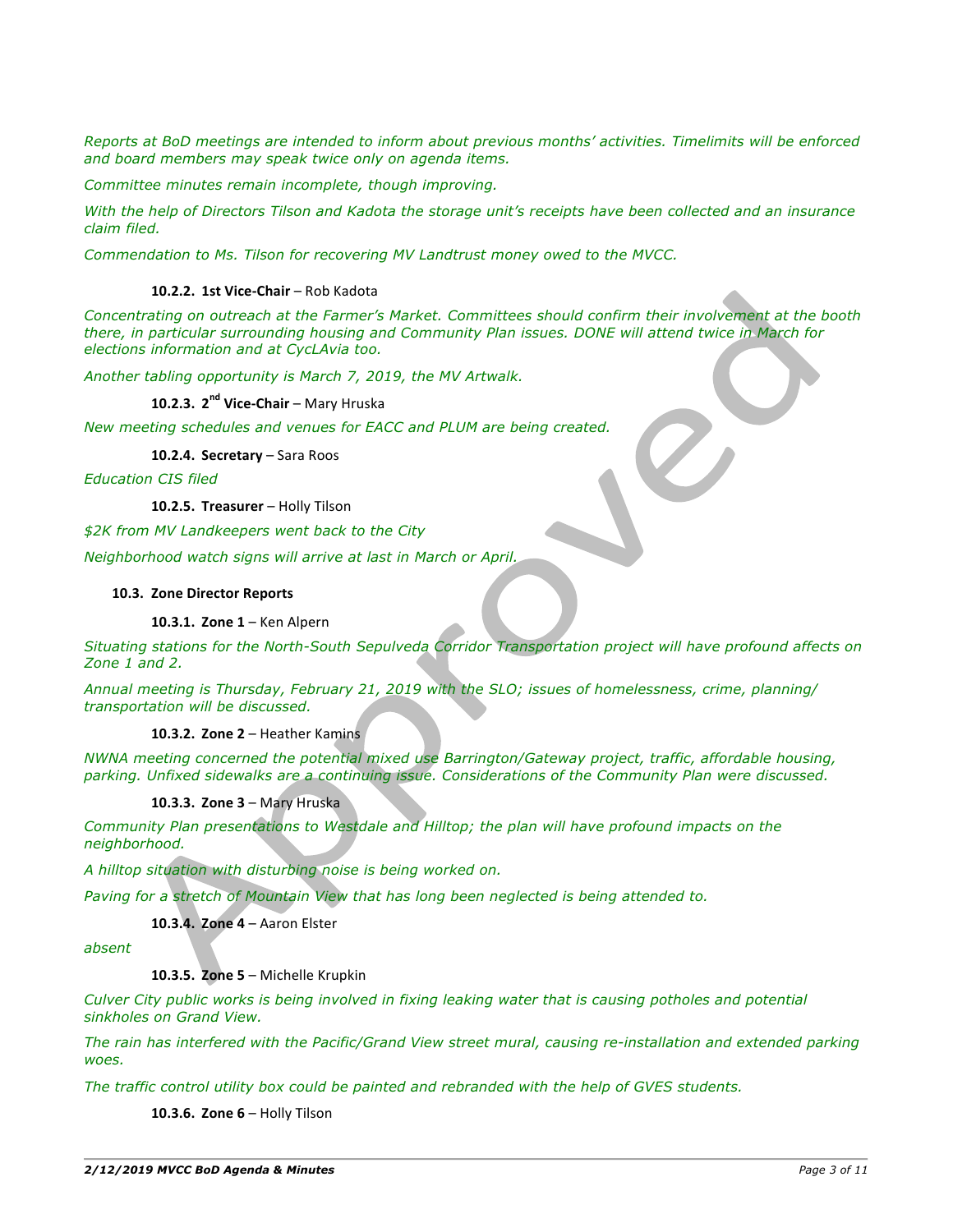*Reports at BoD meetings are intended to inform about previous months' activities. Timelimits will be enforced and board members may speak twice only on agenda items.*

*Committee minutes remain incomplete, though improving.*

*With the help of Directors Tilson and Kadota the storage unit's receipts have been collected and an insurance claim filed.*

*Commendation to Ms. Tilson for recovering MV Landtrust money owed to the MVCC.*

#### 10.2.2. 1st Vice-Chair – Rob Kadota

*Concentrating on outreach at the Farmer's Market. Committees should confirm their involvement at the booth there, in particular surrounding housing and Community Plan issues. DONE will attend twice in March for elections information and at CycLAvia too.*

*Another tabling opportunity is March 7, 2019, the MV Artwalk.*

#### 10.2.3. 2nd Vice-Chair – Mary Hruska

*New meeting schedules and venues for EACC and PLUM are being created.*

#### 10.2.4. Secretary – Sara Roos

*Education CIS filed*

#### 10.2.5. Treasurer – Holly Tilson

*$2K from MV Landkeepers went back to the City*

*Neighborhood watch signs will arrive at last in March or April.*

### 10.3. Zone Director Reports

#### 10.3.1. Zone 1 – Ken Alpern

*Situating stations for the North-South Sepulveda Corridor Transportation project will have profound affects on Zone 1 and 2.*

*Annual meeting is Thursday, February 21, 2019 with the SLO; issues of homelessness, crime, planning/ transportation will be discussed.*

#### 10.3.2. Zone 2 – Heather Kamins

*NWNA meeting concerned the potential mixed use Barrington/Gateway project, traffic, affordable housing, parking. Unfixed sidewalks are a continuing issue. Considerations of the Community Plan were discussed.*

#### 10.3.3. Zone 3 – Mary Hruska

*Community Plan presentations to Westdale and Hilltop; the plan will have profound impacts on the neighborhood.*

*A hilltop situation with disturbing noise is being worked on.*

*Paving for a stretch of Mountain View that has long been neglected is being attended to.*

#### 10.3.4. Zone 4 – Aaron Elster

*absent*

#### 10.3.5. Zone 5 – Michelle Krupkin

*Culver City public works is being involved in fixing leaking water that is causing potholes and potential sinkholes on Grand View.*

*The rain has interfered with the Pacific/Grand View street mural, causing re-installation and extended parking woes.*

*The traffic control utility box could be painted and rebranded with the help of GVES students.*

#### 10.3.6. Zone 6 – Holly Tilson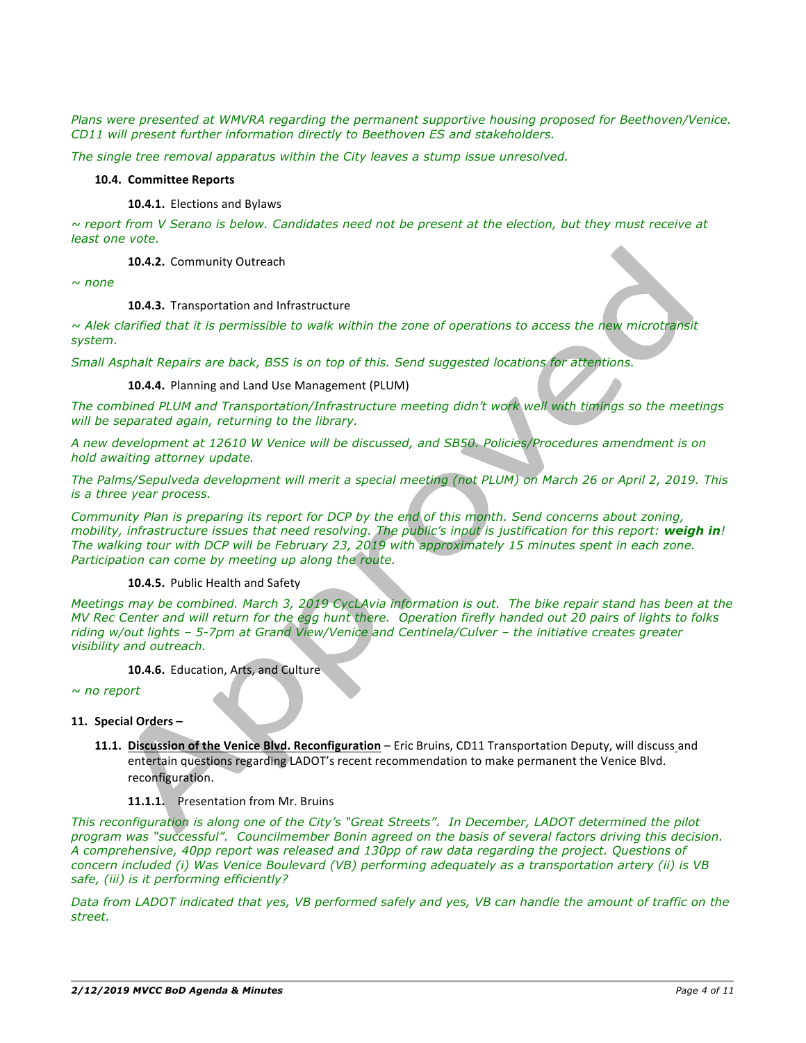*Plans were presented at WMVRA regarding the permanent supportive housing proposed for Beethoven/Venice. CD11 will present further information directly to Beethoven ES and stakeholders.*

*The single tree removal apparatus within the City leaves a stump issue unresolved.*

**10.4. Committee Reports**

**10.4.1.** Elections and Bylaws

*~ report from V Serano is below. Candidates need not be present at the election, but they must receive at least one vote.*

**10.4.2.** Community Outreach

*~ none*

**10.4.3.** Transportation and Infrastructure

*~ Alek clarified that it is permissible to walk within the zone of operations to access the new microtransit system.*

*Small Asphalt Repairs are back, BSS is on top of this. Send suggested locations for attentions.*

**10.4.4.** Planning and Land Use Management (PLUM)

*The combined PLUM and Transportation/Infrastructure meeting didn't work well with timings so the meetings will be separated again, returning to the library.*

*A new development at 12610 W Venice will be discussed, and SB50. Policies/Procedures amendment is on hold awaiting attorney update.*

*The Palms/Sepulveda development will merit a special meeting (not PLUM) on March 26 or April 2, 2019. This is a three year process.*

*Community Plan is preparing its report for DCP by the end of this month. Send concerns about zoning, mobility, infrastructure issues that need resolving. The public's input is justification for this report: **weigh in**! The walking tour with DCP will be February 23, 2019 with approximately 15 minutes spent in each zone. Participation can come by meeting up along the route.*

**10.4.5.** Public Health and Safety

*Meetings may be combined. March 3, 2019 CycLAvia information is out. The bike repair stand has been at the MV Rec Center and will return for the egg hunt there. Operation firefly handed out 20 pairs of lights to folks riding w/out lights – 5-7pm at Grand View/Venice and Centinela/Culver – the initiative creates greater visibility and outreach.*

**10.4.6.** Education, Arts, and Culture

*~ no report*

**11. Special Orders –**

**11.1. <u>Discussion of the Venice Blvd. Reconfiguration</u>** – Eric Bruins, CD11 Transportation Deputy, will discuss and entertain questions regarding LADOT's recent recommendation to make permanent the Venice Blvd. reconfiguration.

**11.1.1.** Presentation from Mr. Bruins

*This reconfiguration is along one of the City's "Great Streets". In December, LADOT determined the pilot program was "successful". Councilmember Bonin agreed on the basis of several factors driving this decision. A comprehensive, 40pp report was released and 130pp of raw data regarding the project. Questions of concern included (i) Was Venice Boulevard (VB) performing adequately as a transportation artery (ii) is VB safe, (iii) is it performing efficiently?*

*Data from LADOT indicated that yes, VB performed safely and yes, VB can handle the amount of traffic on the street.*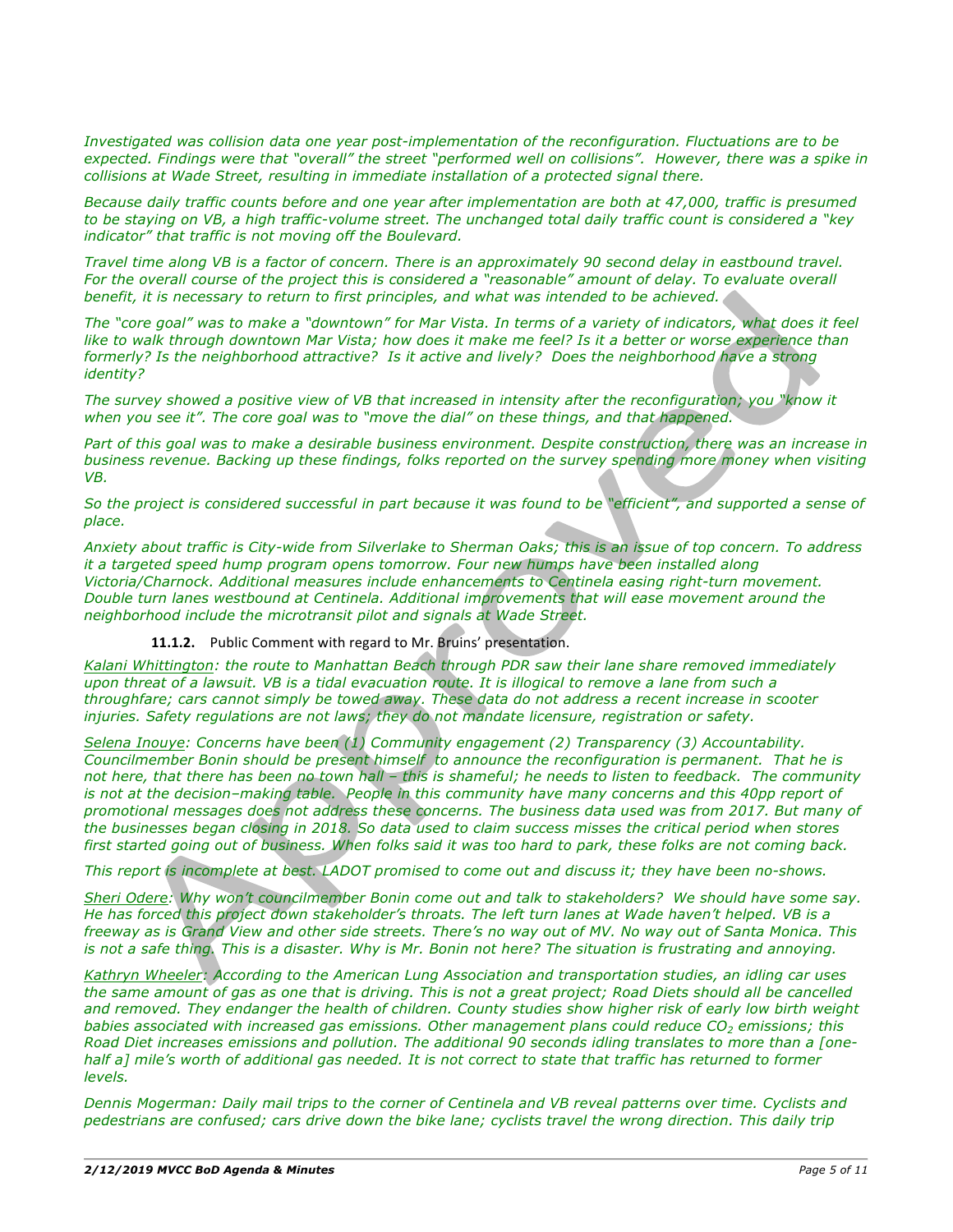*Investigated was collision data one year post-implementation of the reconfiguration. Fluctuations are to be expected. Findings were that "overall" the street "performed well on collisions". However, there was a spike in collisions at Wade Street, resulting in immediate installation of a protected signal there.*

*Because daily traffic counts before and one year after implementation are both at 47,000, traffic is presumed to be staying on VB, a high traffic-volume street. The unchanged total daily traffic count is considered a "key indicator" that traffic is not moving off the Boulevard.*

*Travel time along VB is a factor of concern. There is an approximately 90 second delay in eastbound travel. For the overall course of the project this is considered a "reasonable" amount of delay. To evaluate overall benefit, it is necessary to return to first principles, and what was intended to be achieved.*

*The "core goal" was to make a "downtown" for Mar Vista. In terms of a variety of indicators, what does it feel like to walk through downtown Mar Vista; how does it make me feel? Is it a better or worse experience than formerly? Is the neighborhood attractive? Is it active and lively? Does the neighborhood have a strong identity?*

*The survey showed a positive view of VB that increased in intensity after the reconfiguration; you "know it when you see it". The core goal was to "move the dial" on these things, and that happened.*

*Part of this goal was to make a desirable business environment. Despite construction, there was an increase in business revenue. Backing up these findings, folks reported on the survey spending more money when visiting VB.*

*So the project is considered successful in part because it was found to be "efficient", and supported a sense of place.*

*Anxiety about traffic is City-wide from Silverlake to Sherman Oaks; this is an issue of top concern. To address it a targeted speed hump program opens tomorrow. Four new humps have been installed along Victoria/Charnock. Additional measures include enhancements to Centinela easing right-turn movement. Double turn lanes westbound at Centinela. Additional improvements that will ease movement around the neighborhood include the microtransit pilot and signals at Wade Street.*

**11.1.2.** Public Comment with regard to Mr. Bruins' presentation.

*Kalani Whittington: the route to Manhattan Beach through PDR saw their lane share removed immediately upon threat of a lawsuit. VB is a tidal evacuation route. It is illogical to remove a lane from such a throughfare; cars cannot simply be towed away. These data do not address a recent increase in scooter injuries. Safety regulations are not laws; they do not mandate licensure, registration or safety.*

*Selena Inouye: Concerns have been (1) Community engagement (2) Transparency (3) Accountability. Councilmember Bonin should be present himself to announce the reconfiguration is permanent. That he is not here, that there has been no town hall – this is shameful; he needs to listen to feedback. The community is not at the decision–making table. People in this community have many concerns and this 40pp report of promotional messages does not address these concerns. The business data used was from 2017. But many of the businesses began closing in 2018. So data used to claim success misses the critical period when stores first started going out of business. When folks said it was too hard to park, these folks are not coming back.*

*This report is incomplete at best. LADOT promised to come out and discuss it; they have been no-shows.*

*Sheri Odere: Why won't councilmember Bonin come out and talk to stakeholders? We should have some say. He has forced this project down stakeholder's throats. The left turn lanes at Wade haven't helped. VB is a freeway as is Grand View and other side streets. There's no way out of MV. No way out of Santa Monica. This is not a safe thing. This is a disaster. Why is Mr. Bonin not here? The situation is frustrating and annoying.*

*Kathryn Wheeler: According to the American Lung Association and transportation studies, an idling car uses the same amount of gas as one that is driving. This is not a great project; Road Diets should all be cancelled and removed. They endanger the health of children. County studies show higher risk of early low birth weight babies associated with increased gas emissions. Other management plans could reduce $CO_2$ emissions; this Road Diet increases emissions and pollution. The additional 90 seconds idling translates to more than a [one-half a] mile's worth of additional gas needed. It is not correct to state that traffic has returned to former levels.*

*Dennis Mogerman: Daily mail trips to the corner of Centinela and VB reveal patterns over time. Cyclists and pedestrians are confused; cars drive down the bike lane; cyclists travel the wrong direction. This daily trip*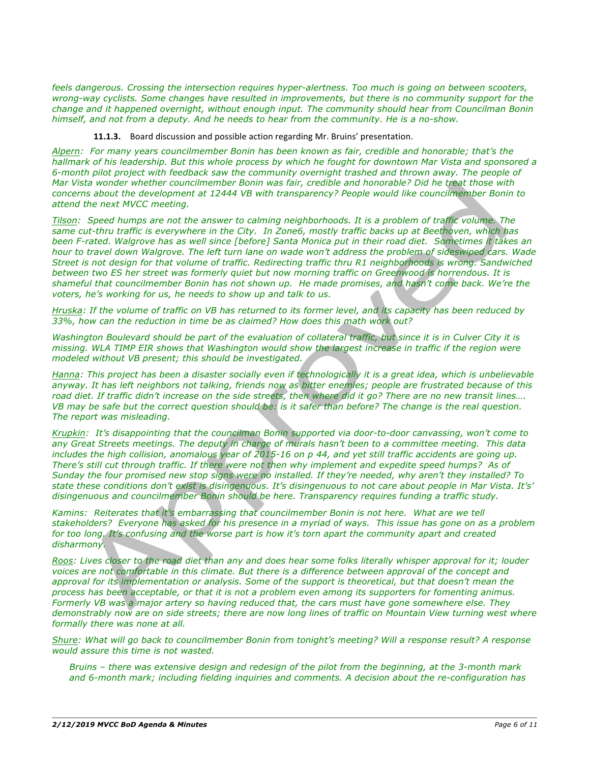*feels dangerous. Crossing the intersection requires hyper-alertness. Too much is going on between scooters, wrong-way cyclists. Some changes have resulted in improvements, but there is no community support for the change and it happened overnight, without enough input. The community should hear from Councilman Bonin himself, and not from a deputy. And he needs to hear from the community. He is a no-show.*

**11.1.3.** Board discussion and possible action regarding Mr. Bruins' presentation.

*<u>Alpern</u>: For many years councilmember Bonin has been known as fair, credible and honorable; that's the hallmark of his leadership. But this whole process by which he fought for downtown Mar Vista and sponsored a 6-month pilot project with feedback saw the community overnight trashed and thrown away. The people of Mar Vista wonder whether councilmember Bonin was fair, credible and honorable? Did he treat those with concerns about the development at 12444 VB with transparency? People would like councilmember Bonin to attend the next MVCC meeting.*

*<u>Tilson</u>: Speed humps are not the answer to calming neighborhoods. It is a problem of traffic volume. The same cut-thru traffic is everywhere in the City. In Zone6, mostly traffic backs up at Beethoven, which has been F-rated. Walgrove has as well since [before] Santa Monica put in their road diet. Sometimes it takes an hour to travel down Walgrove. The left turn lane on wade won't address the problem of sideswiped cars. Wade Street is not design for that volume of traffic. Redirecting traffic thru R1 neighborhoods is wrong. Sandwiched between two ES her street was formerly quiet but now morning traffic on Greenwood is horrendous. It is shameful that councilmember Bonin has not shown up. He made promises, and hasn't come back. We're the voters, he's working for us, he needs to show up and talk to us.*

*<u>Hruska</u>: If the volume of traffic on VB has returned to its former level, and its capacity has been reduced by 33%, how can the reduction in time be as claimed? How does this math work out?*

*Washington Boulevard should be part of the evaluation of collateral traffic, but since it is in Culver City it is missing. WLA TIMP EIR shows that Washington would show the largest increase in traffic if the region were modeled without VB present; this should be investigated.*

*<u>Hanna</u>: This project has been a disaster socially even if technologically it is a great idea, which is unbelievable anyway. It has left neighbors not talking, friends now as bitter enemies; people are frustrated because of this road diet. If traffic didn't increase on the side streets, then where did it go? There are no new transit lines…. VB may be safe but the correct question should be: is it safer than before? The change is the real question. The report was misleading.*

*<u>Krupkin</u>: It's disappointing that the councilman Bonin supported via door-to-door canvassing, won't come to any Great Streets meetings. The deputy in charge of murals hasn't been to a committee meeting. This data includes the high collision, anomalous year of 2015-16 on p 44, and yet still traffic accidents are going up. There's still cut through traffic. If there were not then why implement and expedite speed humps? As of Sunday the four promised new stop signs were no installed. If they're needed, why aren't they installed? To state these conditions don't exist is disingenuous. It's disingenuous to not care about people in Mar Vista. It's' disingenuous and councilmember Bonin should be here. Transparency requires funding a traffic study.*

*Kamins: Reiterates that it's embarrassing that councilmember Bonin is not here. What are we tell stakeholders? Everyone has asked for his presence in a myriad of ways. This issue has gone on as a problem for too long. It's confusing and the worse part is how it's torn apart the community apart and created disharmony.*

*<u>Roos</u>: Lives closer to the road diet than any and does hear some folks literally whisper approval for it; louder voices are not comfortable in this climate. But there is a difference between approval of the concept and approval for its implementation or analysis. Some of the support is theoretical, but that doesn't mean the process has been acceptable, or that it is not a problem even among its supporters for fomenting animus. Formerly VB was a major artery so having reduced that, the cars must have gone somewhere else. They demonstrably now are on side streets; there are now long lines of traffic on Mountain View turning west where formally there was none at all.*

*<u>Shure</u>: What will go back to councilmember Bonin from tonight's meeting? Will a response result? A response would assure this time is not wasted.*

*Bruins – there was extensive design and redesign of the pilot from the beginning, at the 3-month mark and 6-month mark; including fielding inquiries and comments. A decision about the re-configuration has*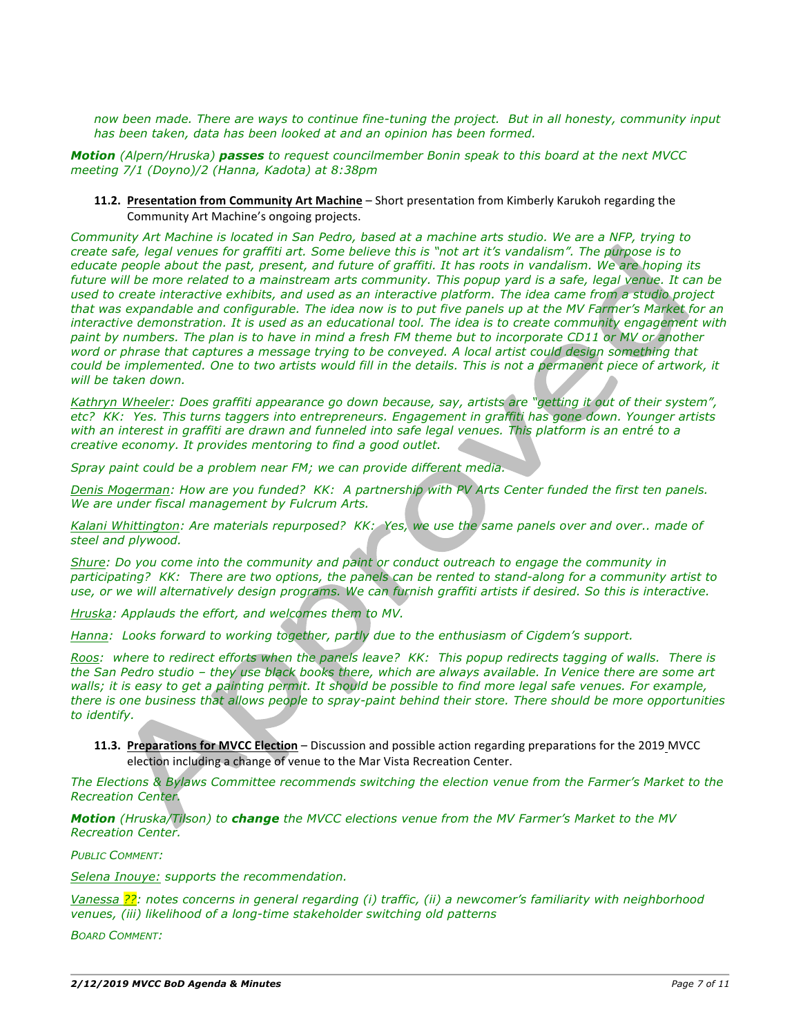*now been made. There are ways to continue fine-tuning the project. But in all honesty, community input has been taken, data has been looked at and an opinion has been formed.*

***Motion** (Alpern/Hruska) **passes** to request councilmember Bonin speak to this board at the next MVCC meeting 7/1 (Doyno)/2 (Hanna, Kadota) at 8:38pm*

**11.2. Presentation from Community Art Machine** – Short presentation from Kimberly Karukoh regarding the Community Art Machine's ongoing projects.

*Community Art Machine is located in San Pedro, based at a machine arts studio. We are a NFP, trying to create safe, legal venues for graffiti art. Some believe this is "not art it's vandalism". The purpose is to educate people about the past, present, and future of graffiti. It has roots in vandalism. We are hoping its future will be more related to a mainstream arts community. This popup yard is a safe, legal venue. It can be used to create interactive exhibits, and used as an interactive platform. The idea came from a studio project that was expandable and configurable. The idea now is to put five panels up at the MV Farmer's Market for an interactive demonstration. It is used as an educational tool. The idea is to create community engagement with paint by numbers. The plan is to have in mind a fresh FM theme but to incorporate CD11 or MV or another word or phrase that captures a message trying to be conveyed. A local artist could design something that could be implemented. One to two artists would fill in the details. This is not a permanent piece of artwork, it will be taken down.*

*Kathryn Wheeler: Does graffiti appearance go down because, say, artists are "getting it out of their system", etc? KK: Yes. This turns taggers into entrepreneurs. Engagement in graffiti has gone down. Younger artists with an interest in graffiti are drawn and funneled into safe legal venues. This platform is an entré to a creative economy. It provides mentoring to find a good outlet.*

*Spray paint could be a problem near FM; we can provide different media.*

*Denis Mogerman: How are you funded? KK: A partnership with PV Arts Center funded the first ten panels. We are under fiscal management by Fulcrum Arts.*

*Kalani Whittington: Are materials repurposed? KK: Yes, we use the same panels over and over.. made of steel and plywood.*

*Shure: Do you come into the community and paint or conduct outreach to engage the community in participating? KK: There are two options, the panels can be rented to stand-along for a community artist to use, or we will alternatively design programs. We can furnish graffiti artists if desired. So this is interactive.*

*Hruska: Applauds the effort, and welcomes them to MV.*

*Hanna: Looks forward to working together, partly due to the enthusiasm of Cigdem's support.*

*Roos: where to redirect efforts when the panels leave? KK: This popup redirects tagging of walls. There is the San Pedro studio – they use black books there, which are always available. In Venice there are some art walls; it is easy to get a painting permit. It should be possible to find more legal safe venues. For example, there is one business that allows people to spray-paint behind their store. There should be more opportunities to identify.*

**11.3. Preparations for MVCC Election** – Discussion and possible action regarding preparations for the 2019 MVCC election including a change of venue to the Mar Vista Recreation Center.

*The Elections & Bylaws Committee recommends switching the election venue from the Farmer's Market to the Recreation Center.*

***Motion** (Hruska/Tilson) to **change** the MVCC elections venue from the MV Farmer's Market to the MV Recreation Center.*

*PUBLIC COMMENT:*

*Selena Inouye: supports the recommendation.*

*Vanessa ??: notes concerns in general regarding (i) traffic, (ii) a newcomer's familiarity with neighborhood venues, (iii) likelihood of a long-time stakeholder switching old patterns*

*BOARD COMMENT:*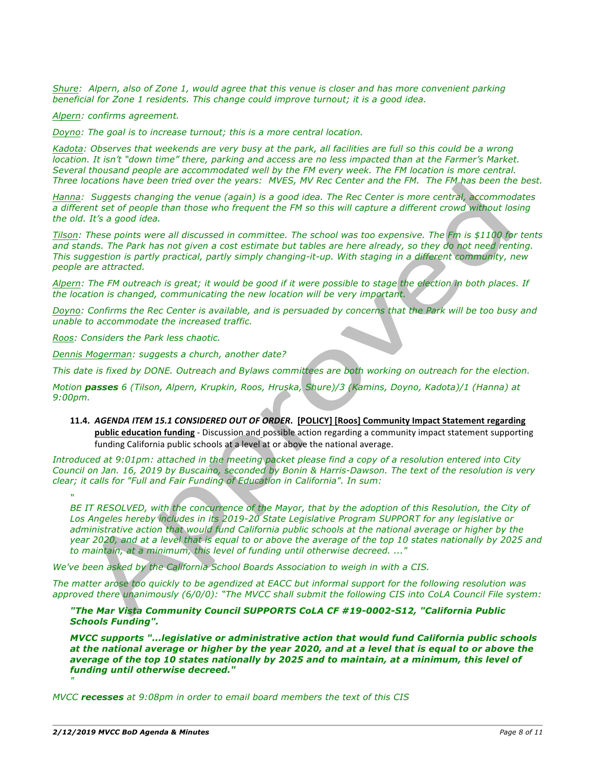*Shure: Alpern, also of Zone 1, would agree that this venue is closer and has more convenient parking beneficial for Zone 1 residents. This change could improve turnout; it is a good idea.*

*Alpern: confirms agreement.*

*Doyno: The goal is to increase turnout; this is a more central location.*

*Kadota: Observes that weekends are very busy at the park, all facilities are full so this could be a wrong location. It isn't "down time" there, parking and access are no less impacted than at the Farmer's Market. Several thousand people are accommodated well by the FM every week. The FM location is more central. Three locations have been tried over the years: MVES, MV Rec Center and the FM. The FM has been the best.*

*Hanna: Suggests changing the venue (again) is a good idea. The Rec Center is more central, accommodates a different set of people than those who frequent the FM so this will capture a different crowd without losing the old. It's a good idea.*

*Tilson: These points were all discussed in committee. The school was too expensive. The Fm is $1100 for tents and stands. The Park has not given a cost estimate but tables are here already, so they do not need renting. This suggestion is partly practical, partly simply changing-it-up. With staging in a different community, new people are attracted.*

*Alpern: The FM outreach is great; it would be good if it were possible to stage the election in both places. If the location is changed, communicating the new location will be very important.*

*Doyno: Confirms the Rec Center is available, and is persuaded by concerns that the Park will be too busy and unable to accommodate the increased traffic.*

*Roos: Considers the Park less chaotic.*

*Dennis Mogerman: suggests a church, another date?*

*This date is fixed by DONE. Outreach and Bylaws committees are both working on outreach for the election.*

*Motion **passes** 6 (Tilson, Alpern, Krupkin, Roos, Hruska, Shure)/3 (Kamins, Doyno, Kadota)/1 (Hanna) at 9:00pm.*

**11.4. *AGENDA ITEM 15.1 CONSIDERED OUT OF ORDER*. [POLICY] [Roos] Community Impact Statement regarding public education funding** - Discussion and possible action regarding a community impact statement supporting funding California public schools at a level at or above the national average.

*Introduced at 9:01pm: attached in the meeting packet please find a copy of a resolution entered into City Council on Jan. 16, 2019 by Buscaino, seconded by Bonin & Harris-Dawson. The text of the resolution is very clear; it calls for "Full and Fair Funding of Education in California". In sum:*

> *"*
>
> *BE IT RESOLVED, with the concurrence of the Mayor, that by the adoption of this Resolution, the City of Los Angeles hereby includes in its 2019-20 State Legislative Program SUPPORT for any legislative or administrative action that would fund California public schools at the national average or higher by the year 2020, and at a level that is equal to or above the average of the top 10 states nationally by 2025 and to maintain, at a minimum, this level of funding until otherwise decreed. ..."*

*We've been asked by the California School Boards Association to weigh in with a CIS.*

*The matter arose too quickly to be agendized at EACC but informal support for the following resolution was approved there unanimously (6/0/0): "The MVCC shall submit the following CIS into CoLA Council File system:*

> ***"The Mar Vista Community Council SUPPORTS CoLA CF #19-0002-S12, "California Public Schools Funding".***
>
> ***MVCC supports "...legislative or administrative action that would fund California public schools at the national average or higher by the year 2020, and at a level that is equal to or above the average of the top 10 states nationally by 2025 and to maintain, at a minimum, this level of funding until otherwise decreed."***
>
> *"*

*MVCC **recesses** at 9:08pm in order to email board members the text of this CIS*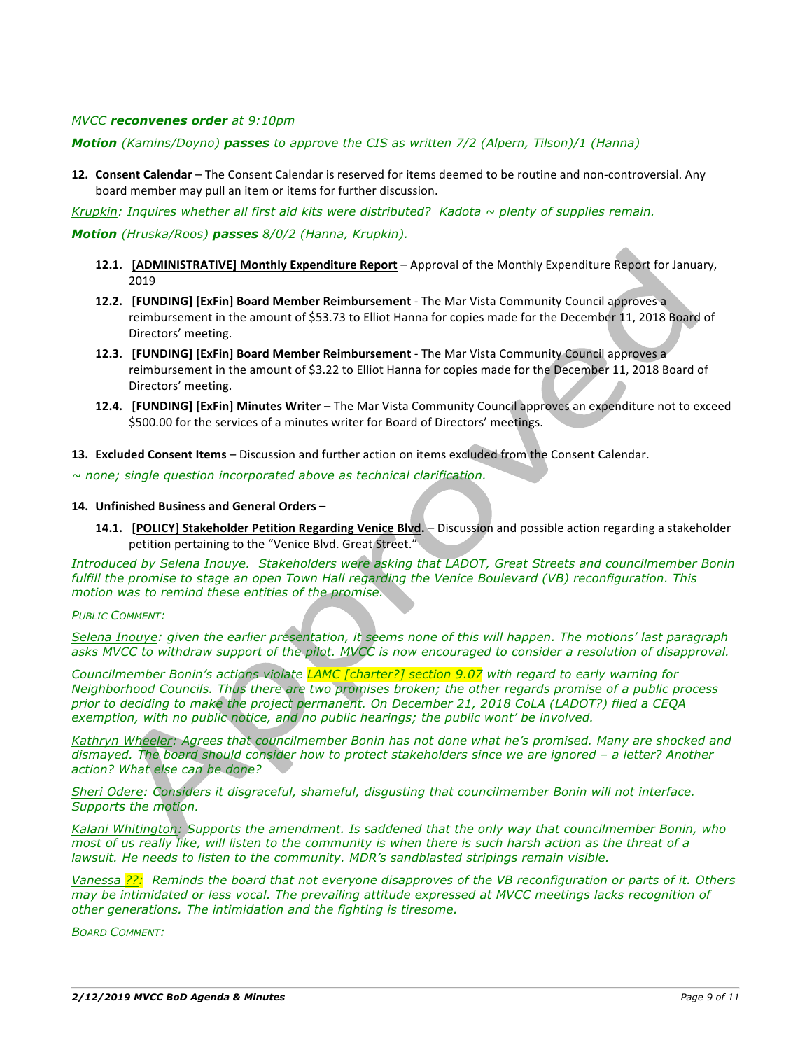*MVCC **reconvenes order** at 9:10pm*

***Motion** (Kamins/Doyno) **passes** to approve the CIS as written 7/2 (Alpern, Tilson)/1 (Hanna)*

12. **Consent Calendar** – The Consent Calendar is reserved for items deemed to be routine and non-controversial. Any board member may pull an item or items for further discussion.

*Krupkin: Inquires whether all first aid kits were distributed? Kadota ~ plenty of supplies remain.*

***Motion** (Hruska/Roos) **passes** 8/0/2 (Hanna, Krupkin).*

- **12.1. [ADMINISTRATIVE] Monthly Expenditure Report** – Approval of the Monthly Expenditure Report for January, 2019
- **12.2. [FUNDING] [ExFin] Board Member Reimbursement** - The Mar Vista Community Council approves a reimbursement in the amount of $53.73 to Elliot Hanna for copies made for the December 11, 2018 Board of Directors' meeting.
- **12.3. [FUNDING] [ExFin] Board Member Reimbursement** - The Mar Vista Community Council approves a reimbursement in the amount of $3.22 to Elliot Hanna for copies made for the December 11, 2018 Board of Directors' meeting.
- **12.4. [FUNDING] [ExFin] Minutes Writer** – The Mar Vista Community Council approves an expenditure not to exceed $500.00 for the services of a minutes writer for Board of Directors' meetings.

13. **Excluded Consent Items** – Discussion and further action on items excluded from the Consent Calendar.

*~ none; single question incorporated above as technical clarification.*

14. **Unfinished Business and General Orders –**

- **14.1. [POLICY] Stakeholder Petition Regarding Venice Blvd.** – Discussion and possible action regarding a stakeholder petition pertaining to the "Venice Blvd. Great Street."

*Introduced by Selena Inouye. Stakeholders were asking that LADOT, Great Streets and councilmember Bonin fulfill the promise to stage an open Town Hall regarding the Venice Boulevard (VB) reconfiguration. This motion was to remind these entities of the promise.*

*PUBLIC COMMENT:*

*Selena Inouye: given the earlier presentation, it seems none of this will happen. The motions' last paragraph asks MVCC to withdraw support of the pilot. MVCC is now encouraged to consider a resolution of disapproval.*

*Councilmember Bonin's actions violate LAMC [charter?] section 9.07 with regard to early warning for Neighborhood Councils. Thus there are two promises broken; the other regards promise of a public process prior to deciding to make the project permanent. On December 21, 2018 CoLA (LADOT?) filed a CEQA exemption, with no public notice, and no public hearings; the public wont' be involved.*

*Kathryn Wheeler: Agrees that councilmember Bonin has not done what he's promised. Many are shocked and dismayed. The board should consider how to protect stakeholders since we are ignored – a letter? Another action? What else can be done?*

*Sheri Odere: Considers it disgraceful, shameful, disgusting that councilmember Bonin will not interface. Supports the motion.*

*Kalani Whitington: Supports the amendment. Is saddened that the only way that councilmember Bonin, who most of us really like, will listen to the community is when there is such harsh action as the threat of a lawsuit. He needs to listen to the community. MDR's sandblasted stripings remain visible.*

*Vanessa ??: Reminds the board that not everyone disapproves of the VB reconfiguration or parts of it. Others may be intimidated or less vocal. The prevailing attitude expressed at MVCC meetings lacks recognition of other generations. The intimidation and the fighting is tiresome.*

*BOARD COMMENT:*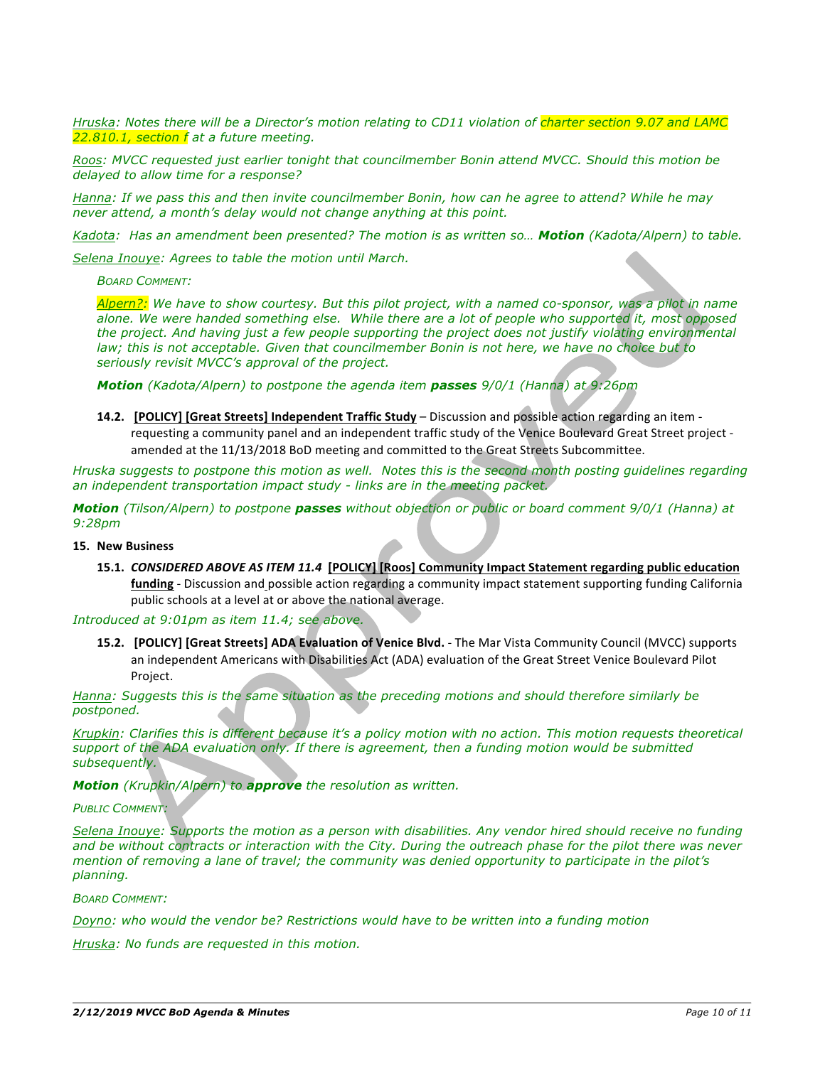*Hruska: Notes there will be a Director's motion relating to CD11 violation of charter section 9.07 and LAMC 22.810.1, section f at a future meeting.*

*Roos: MVCC requested just earlier tonight that councilmember Bonin attend MVCC. Should this motion be delayed to allow time for a response?*

*Hanna: If we pass this and then invite councilmember Bonin, how can he agree to attend? While he may never attend, a month's delay would not change anything at this point.*

*Kadota: Has an amendment been presented? The motion is as written so… **Motion** (Kadota/Alpern) to table.*

*Selena Inouye: Agrees to table the motion until March.*

*BOARD COMMENT:*

*Alpern?: We have to show courtesy. But this pilot project, with a named co-sponsor, was a pilot in name alone. We were handed something else. While there are a lot of people who supported it, most opposed the project. And having just a few people supporting the project does not justify violating environmental law; this is not acceptable. Given that councilmember Bonin is not here, we have no choice but to seriously revisit MVCC's approval of the project.*

***Motion** (Kadota/Alpern) to postpone the agenda item **passes** 9/0/1 (Hanna) at 9:26pm*

**14.2. [POLICY] [Great Streets] Independent Traffic Study** – Discussion and possible action regarding an item - requesting a community panel and an independent traffic study of the Venice Boulevard Great Street project - amended at the 11/13/2018 BoD meeting and committed to the Great Streets Subcommittee.

*Hruska suggests to postpone this motion as well. Notes this is the second month posting guidelines regarding an independent transportation impact study - links are in the meeting packet.*

***Motion** (Tilson/Alpern) to postpone **passes** without objection or public or board comment 9/0/1 (Hanna) at 9:28pm*

**15. New Business**

**15.1. *CONSIDERED ABOVE AS ITEM 11.4* [POLICY] [Roos] Community Impact Statement regarding public education funding** - Discussion and possible action regarding a community impact statement supporting funding California public schools at a level at or above the national average.

*Introduced at 9:01pm as item 11.4; see above.*

**15.2. [POLICY] [Great Streets] ADA Evaluation of Venice Blvd.** - The Mar Vista Community Council (MVCC) supports an independent Americans with Disabilities Act (ADA) evaluation of the Great Street Venice Boulevard Pilot Project.

*Hanna: Suggests this is the same situation as the preceding motions and should therefore similarly be postponed.*

*Krupkin: Clarifies this is different because it's a policy motion with no action. This motion requests theoretical support of the ADA evaluation only. If there is agreement, then a funding motion would be submitted subsequently.*

***Motion** (Krupkin/Alpern) to **approve** the resolution as written.*

*PUBLIC COMMENT:*

*Selena Inouye: Supports the motion as a person with disabilities. Any vendor hired should receive no funding and be without contracts or interaction with the City. During the outreach phase for the pilot there was never mention of removing a lane of travel; the community was denied opportunity to participate in the pilot's planning.*

*BOARD COMMENT:*

*Doyno: who would the vendor be? Restrictions would have to be written into a funding motion*

*Hruska: No funds are requested in this motion.*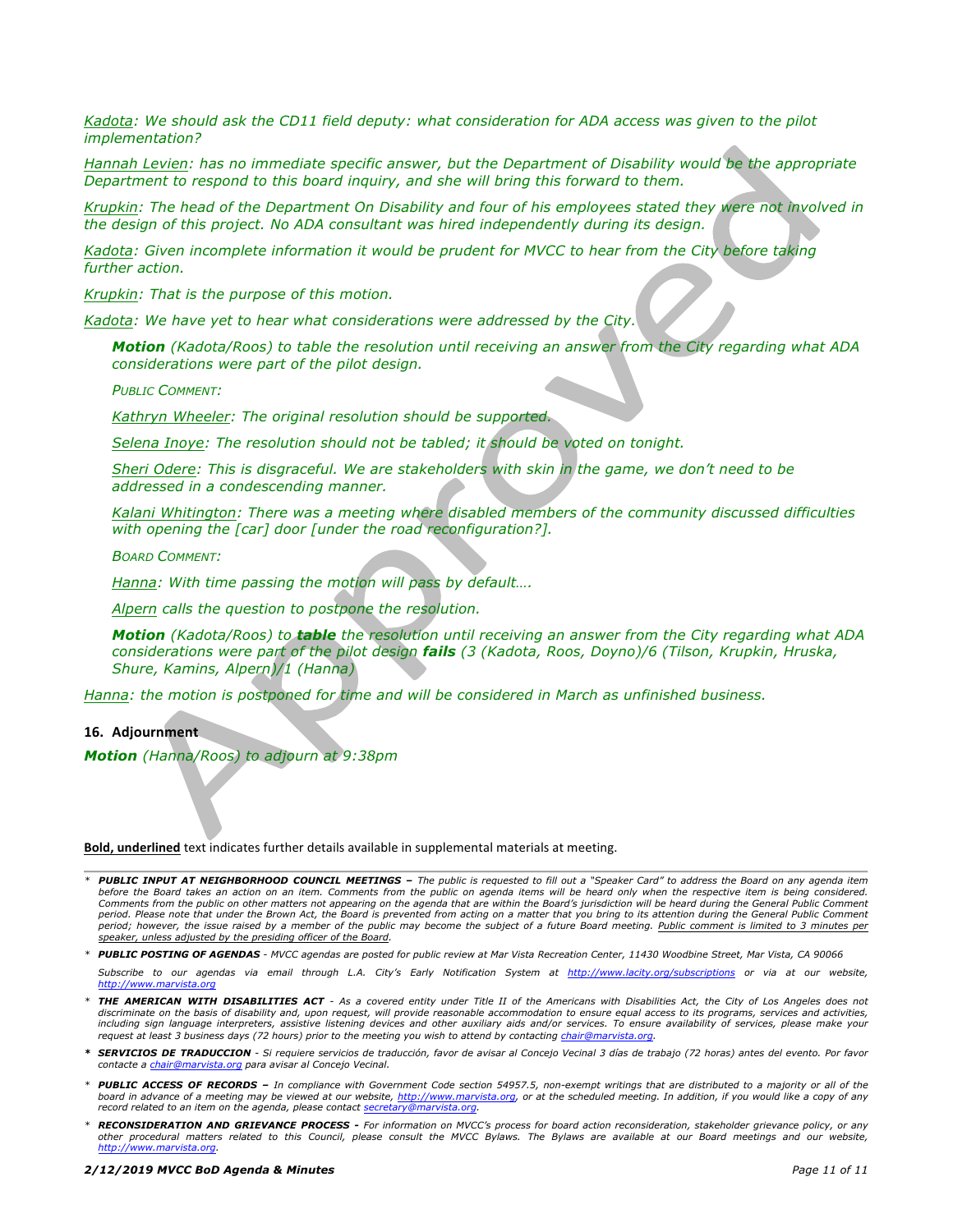*<u>Kadota</u>: We should ask the CD11 field deputy: what consideration for ADA access was given to the pilot implementation?*

*<u>Hannah Levien</u>: has no immediate specific answer, but the Department of Disability would be the appropriate Department to respond to this board inquiry, and she will bring this forward to them.*

*<u>Krupkin</u>: The head of the Department On Disability and four of his employees stated they were not involved in the design of this project. No ADA consultant was hired independently during its design.*

*<u>Kadota</u>: Given incomplete information it would be prudent for MVCC to hear from the City before taking further action.*

*<u>Krupkin</u>: That is the purpose of this motion.*

*<u>Kadota</u>: We have yet to hear what considerations were addressed by the City.*

> ***Motion** (Kadota/Roos) to table the resolution until receiving an answer from the City regarding what ADA considerations were part of the pilot design.*
>
> *PUBLIC COMMENT:*
>
> *<u>Kathryn Wheeler</u>: The original resolution should be supported.*
>
> *<u>Selena Inoye</u>: The resolution should not be tabled; it should be voted on tonight.*
>
> *<u>Sheri Odere</u>: This is disgraceful. We are stakeholders with skin in the game, we don't need to be addressed in a condescending manner.*
>
> *<u>Kalani Whitington</u>: There was a meeting where disabled members of the community discussed difficulties with opening the [car] door [under the road reconfiguration?].*
>
> *BOARD COMMENT:*
>
> *<u>Hanna</u>: With time passing the motion will pass by default….*
>
> *<u>Alpern</u> calls the question to postpone the resolution.*
>
> ***Motion** (Kadota/Roos) to **table** the resolution until receiving an answer from the City regarding what ADA considerations were part of the pilot design **fails** (3 (Kadota, Roos, Doyno)/6 (Tilson, Krupkin, Hruska, Shure, Kamins, Alpern)/1 (Hanna)*

*<u>Hanna</u>: the motion is postponed for time and will be considered in March as unfinished business.*

**16. Adjournment**

***Motion** (Hanna/Roos) to adjourn at 9:38pm*

**<u>Bold, underlined</u>** text indicates further details available in supplemental materials at meeting.

---

\* ***PUBLIC INPUT AT NEIGHBORHOOD COUNCIL MEETINGS –** The public is requested to fill out a "Speaker Card" to address the Board on any agenda item before the Board takes an action on an item. Comments from the public on agenda items will be heard only when the respective item is being considered. Comments from the public on other matters not appearing on the agenda that are within the Board's jurisdiction will be heard during the General Public Comment period. Please note that under the Brown Act, the Board is prevented from acting on a matter that you bring to its attention during the General Public Comment period; however, the issue raised by a member of the public may become the subject of a future Board meeting. <u>Public comment is limited to 3 minutes per speaker, unless adjusted by the presiding officer of the Board</u>.*

\* ***PUBLIC POSTING OF AGENDAS** - MVCC agendas are posted for public review at Mar Vista Recreation Center, 11430 Woodbine Street, Mar Vista, CA 90066*

*Subscribe to our agendas via email through L.A. City's Early Notification System at http://www.lacity.org/subscriptions or via at our website, http://www.marvista.org*

\* ***THE AMERICAN WITH DISABILITIES ACT** - As a covered entity under Title II of the Americans with Disabilities Act, the City of Los Angeles does not discriminate on the basis of disability and, upon request, will provide reasonable accommodation to ensure equal access to its programs, services and activities, including sign language interpreters, assistive listening devices and other auxiliary aids and/or services. To ensure availability of services, please make your request at least 3 business days (72 hours) prior to the meeting you wish to attend by contacting chair@marvista.org.*

\* ***SERVICIOS DE TRADUCCION** - Si requiere servicios de traducción, favor de avisar al Concejo Vecinal 3 días de trabajo (72 horas) antes del evento. Por favor contacte a chair@marvista.org para avisar al Concejo Vecinal.*

\* ***PUBLIC ACCESS OF RECORDS –** In compliance with Government Code section 54957.5, non-exempt writings that are distributed to a majority or all of the board in advance of a meeting may be viewed at our website, http://www.marvista.org, or at the scheduled meeting. In addition, if you would like a copy of any record related to an item on the agenda, please contact secretary@marvista.org.*

\* ***RECONSIDERATION AND GRIEVANCE PROCESS -** For information on MVCC's process for board action reconsideration, stakeholder grievance policy, or any other procedural matters related to this Council, please consult the MVCC Bylaws. The Bylaws are available at our Board meetings and our website, http://www.marvista.org.*